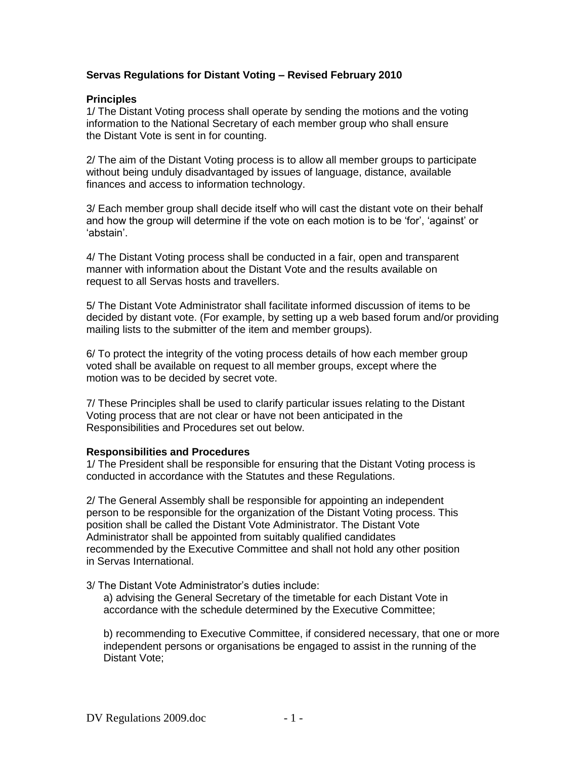# Servas Regulations for Distant Voting – Revised February 2010

## Principles

1/ The Distant Voting process shall operate by sending the motions and the voting information to the National Secretary of each member group who shall ensure the Distant Vote is sent in for counting.

2/ The aim of the Distant Voting process is to allow all member groups to participate without being unduly disadvantaged by issues of language, distance, available finances and access to information technology.

3/ Each member group shall decide itself who will cast the distant vote on their behalf and how the group will determine if the vote on each motion is to be 'for', 'against' or 'abstain'.

4/ The Distant Voting process shall be conducted in a fair, open and transparent manner with information about the Distant Vote and the results available on request to all Servas hosts and travellers.

5/ The Distant Vote Administrator shall facilitate informed discussion of items to be decided by distant vote. (For example, by setting up a web based forum and/or providing mailing lists to the submitter of the item and member groups).

6/ To protect the integrity of the voting process details of how each member group voted shall be available on request to all member groups, except where the motion was to be decided by secret vote.

7/ These Principles shall be used to clarify particular issues relating to the Distant Voting process that are not clear or have not been anticipated in the Responsibilities and Procedures set out below.

## Responsibilities and Procedures

1/ The President shall be responsible for ensuring that the Distant Voting process is conducted in accordance with the Statutes and these Regulations.

2/ The General Assembly shall be responsible for appointing an independent person to be responsible for the organization of the Distant Voting process. This position shall be called the Distant Vote Administrator. The Distant Vote Administrator shall be appointed from suitably qualified candidates recommended by the Executive Committee and shall not hold any other position in Servas International.

3/ The Distant Vote Administrator's duties include:

a) advising the General Secretary of the timetable for each Distant Vote in accordance with the schedule determined by the Executive Committee;

b) recommending to Executive Committee, if considered necessary, that one or more independent persons or organisations be engaged to assist in the running of the Distant Vote;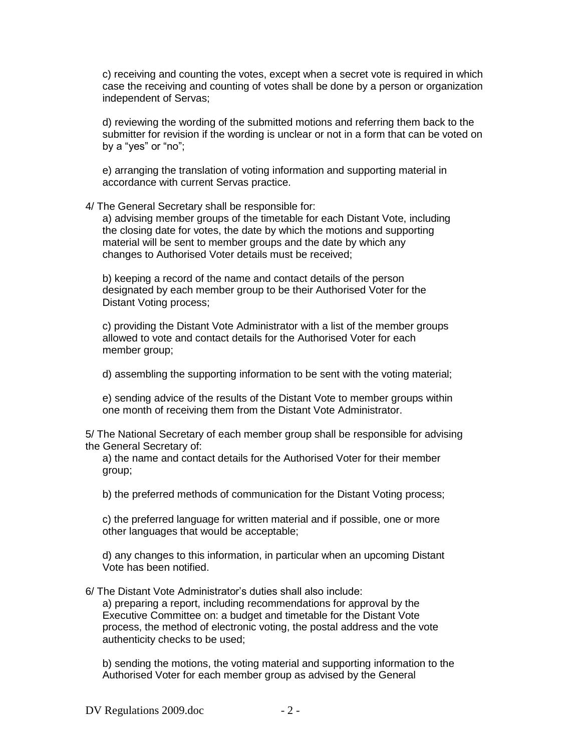c) receiving and counting the votes, except when a secret vote is required in which case the receiving and counting of votes shall be done by a person or organization independent of Servas;

d) reviewing the wording of the submitted motions and referring them back to the submitter for revision if the wording is unclear or not in a form that can be voted on by a "yes" or "no";

e) arranging the translation of voting information and supporting material in accordance with current Servas practice.

4/ The General Secretary shall be responsible for:

a) advising member groups of the timetable for each Distant Vote, including the closing date for votes, the date by which the motions and supporting material will be sent to member groups and the date by which any changes to Authorised Voter details must be received;

b) keeping a record of the name and contact details of the person designated by each member group to be their Authorised Voter for the Distant Voting process;

c) providing the Distant Vote Administrator with a list of the member groups allowed to vote and contact details for the Authorised Voter for each member group;

d) assembling the supporting information to be sent with the voting material;

e) sending advice of the results of the Distant Vote to member groups within one month of receiving them from the Distant Vote Administrator.

5/ The National Secretary of each member group shall be responsible for advising the General Secretary of:

a) the name and contact details for the Authorised Voter for their member group;

b) the preferred methods of communication for the Distant Voting process;

c) the preferred language for written material and if possible, one or more other languages that would be acceptable;

d) any changes to this information, in particular when an upcoming Distant Vote has been notified.

6/ The Distant Vote Administrator's duties shall also include:

a) preparing a report, including recommendations for approval by the Executive Committee on: a budget and timetable for the Distant Vote process, the method of electronic voting, the postal address and the vote authenticity checks to be used;

b) sending the motions, the voting material and supporting information to the Authorised Voter for each member group as advised by the General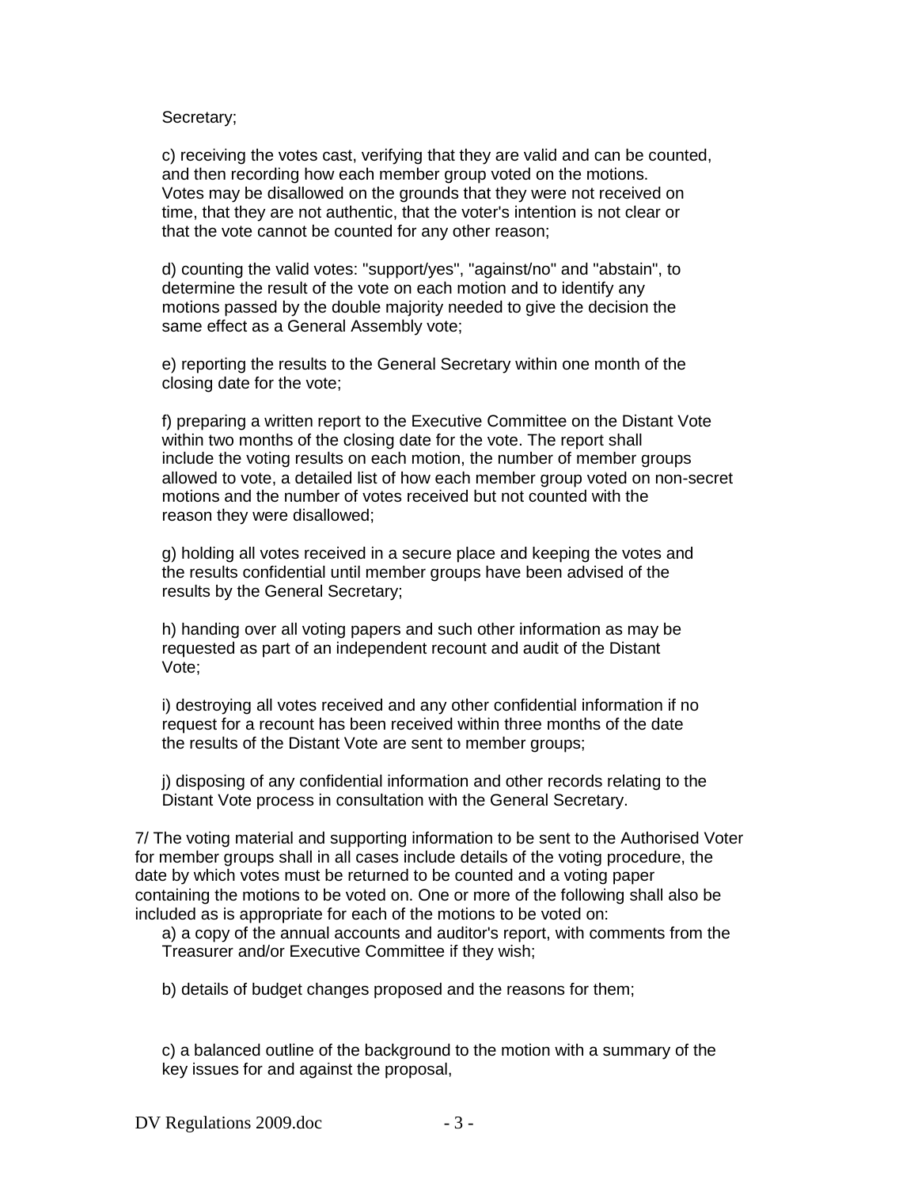Secretary;

c) receiving the votes cast, verifying that they are valid and can be counted, and then recording how each member group voted on the motions. Votes may be disallowed on the grounds that they were not received on time, that they are not authentic, that the voter's intention is not clear or that the vote cannot be counted for any other reason;

d) counting the valid votes: "support/yes", "against/no" and "abstain", to determine the result of the vote on each motion and to identify any motions passed by the double majority needed to give the decision the same effect as a General Assembly vote;

e) reporting the results to the General Secretary within one month of the closing date for the vote;

f) preparing a written report to the Executive Committee on the Distant Vote within two months of the closing date for the vote. The report shall include the voting results on each motion, the number of member groups allowed to vote, a detailed list of how each member group voted on non-secret motions and the number of votes received but not counted with the reason they were disallowed;

g) holding all votes received in a secure place and keeping the votes and the results confidential until member groups have been advised of the results by the General Secretary;

h) handing over all voting papers and such other information as may be requested as part of an independent recount and audit of the Distant Vote;

i) destroying all votes received and any other confidential information if no request for a recount has been received within three months of the date the results of the Distant Vote are sent to member groups;

j) disposing of any confidential information and other records relating to the Distant Vote process in consultation with the General Secretary.

7/ The voting material and supporting information to be sent to the Authorised Voter for member groups shall in all cases include details of the voting procedure, the date by which votes must be returned to be counted and a voting paper containing the motions to be voted on. One or more of the following shall also be included as is appropriate for each of the motions to be voted on:

a) a copy of the annual accounts and auditor's report, with comments from the Treasurer and/or Executive Committee if they wish;

b) details of budget changes proposed and the reasons for them;

c) a balanced outline of the background to the motion with a summary of the key issues for and against the proposal,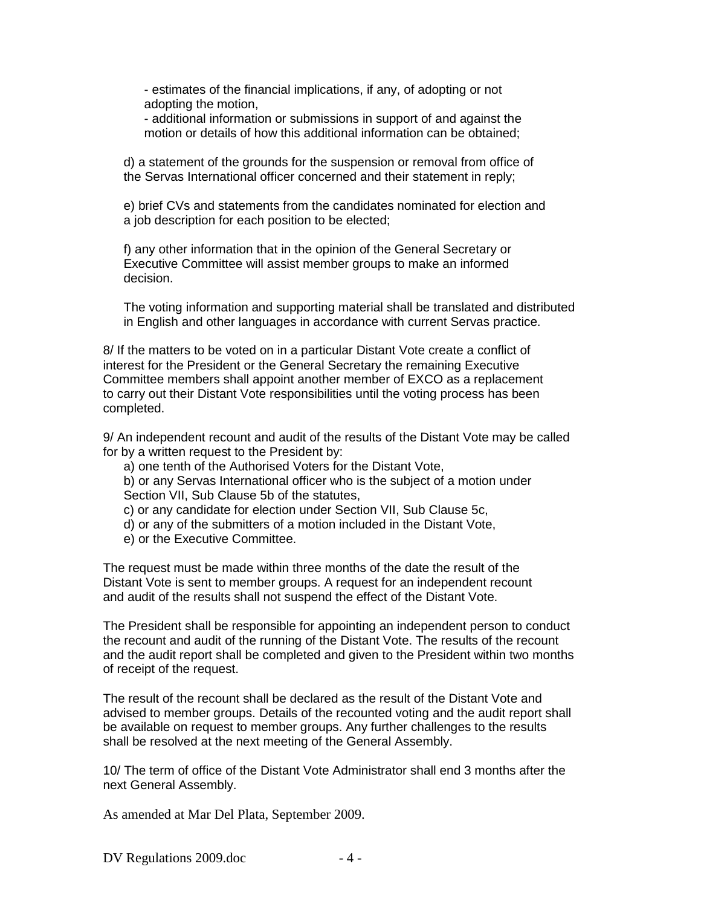- estimates of the financial implications, if any, of adopting or not adopting the motion,
- additional information or submissions in support of and against the motion or details of how this additional information can be obtained;

d) a statement of the grounds for the suspension or removal from office of the Servas International officer concerned and their statement in reply;

e) brief CVs and statements from the candidates nominated for election and a job description for each position to be elected;

f) any other information that in the opinion of the General Secretary or Executive Committee will assist member groups to make an informed decision.

The voting information and supporting material shall be translated and distributed in English and other languages in accordance with current Servas practice.

8/ If the matters to be voted on in a particular Distant Vote create a conflict of interest for the President or the General Secretary the remaining Executive Committee members shall appoint another member of EXCO as a replacement to carry out their Distant Vote responsibilities until the voting process has been completed.

9/ An independent recount and audit of the results of the Distant Vote may be called for by a written request to the President by:

a) one tenth of the Authorised Voters for the Distant Vote,
b) or any Servas International officer who is the subject of a motion under Section VII, Sub Clause 5b of the statutes,
c) or any candidate for election under Section VII, Sub Clause 5c,
d) or any of the submitters of a motion included in the Distant Vote,
e) or the Executive Committee.

The request must be made within three months of the date the result of the Distant Vote is sent to member groups. A request for an independent recount and audit of the results shall not suspend the effect of the Distant Vote.

The President shall be responsible for appointing an independent person to conduct the recount and audit of the running of the Distant Vote. The results of the recount and the audit report shall be completed and given to the President within two months of receipt of the request.

The result of the recount shall be declared as the result of the Distant Vote and advised to member groups. Details of the recounted voting and the audit report shall be available on request to member groups. Any further challenges to the results shall be resolved at the next meeting of the General Assembly.

10/ The term of office of the Distant Vote Administrator shall end 3 months after the next General Assembly.

As amended at Mar Del Plata, September 2009.